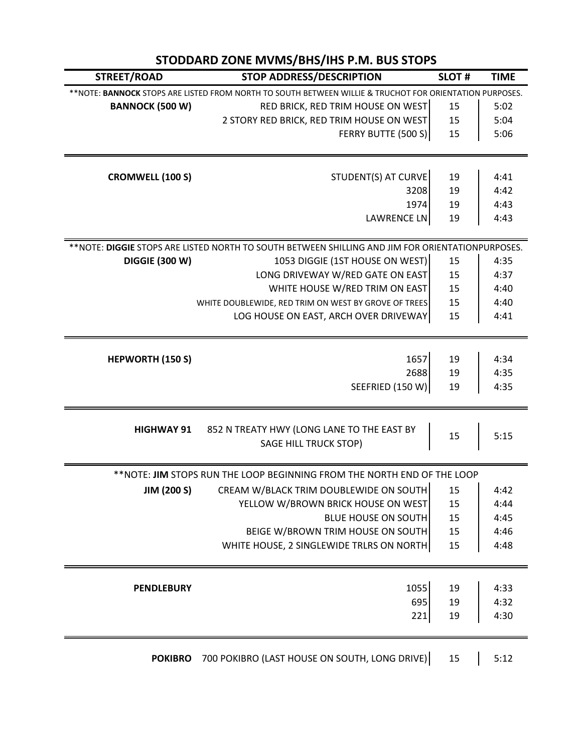# STODDARD ZONE MVMS/BHS/IHS P.M. BUS STOPS

| STREET/ROAD | STOP ADDRESS/DESCRIPTION | SLOT # | TIME |
|---|---|---|---|
| **NOTE: **BANNOCK** STOPS ARE LISTED FROM NORTH TO SOUTH BETWEEN WILLIE & TRUCHOT FOR ORIENTATION PURPOSES. | | | |
| **BANNOCK (500 W)** | RED BRICK, RED TRIM HOUSE ON WEST | 15 | 5:02 |
| | 2 STORY RED BRICK, RED TRIM HOUSE ON WEST | 15 | 5:04 |
| | FERRY BUTTE (500 S) | 15 | 5:06 |
| **CROMWELL (100 S)** | STUDENT(S) AT CURVE | 19 | 4:41 |
| | 3208 | 19 | 4:42 |
| | 1974 | 19 | 4:43 |
| | LAWRENCE LN | 19 | 4:43 |
| **NOTE: **DIGGIE** STOPS ARE LISTED NORTH TO SOUTH BETWEEN SHILLING AND JIM FOR ORIENTATIONPURPOSES. | | | |
| **DIGGIE (300 W)** | 1053 DIGGIE (1ST HOUSE ON WEST) | 15 | 4:35 |
| | LONG DRIVEWAY W/RED GATE ON EAST | 15 | 4:37 |
| | WHITE HOUSE W/RED TRIM ON EAST | 15 | 4:40 |
| | WHITE DOUBLEWIDE, RED TRIM ON WEST BY GROVE OF TREES | 15 | 4:40 |
| | LOG HOUSE ON EAST, ARCH OVER DRIVEWAY | 15 | 4:41 |
| **HEPWORTH (150 S)** | 1657 | 19 | 4:34 |
| | 2688 | 19 | 4:35 |
| | SEEFRIED (150 W) | 19 | 4:35 |
| **HIGHWAY 91** | 852 N TREATY HWY (LONG LANE TO THE EAST BY SAGE HILL TRUCK STOP) | 15 | 5:15 |
| **NOTE: **JIM** STOPS RUN THE LOOP BEGINNING FROM THE NORTH END OF THE LOOP | | | |
| **JIM (200 S)** | CREAM W/BLACK TRIM DOUBLEWIDE ON SOUTH | 15 | 4:42 |
| | YELLOW W/BROWN BRICK HOUSE ON WEST | 15 | 4:44 |
| | BLUE HOUSE ON SOUTH | 15 | 4:45 |
| | BEIGE W/BROWN TRIM HOUSE ON SOUTH | 15 | 4:46 |
| | WHITE HOUSE, 2 SINGLEWIDE TRLRS ON NORTH | 15 | 4:48 |
| **PENDLEBURY** | 1055 | 19 | 4:33 |
| | 695 | 19 | 4:32 |
| | 221 | 19 | 4:30 |
| **POKIBRO** | 700 POKIBRO (LAST HOUSE ON SOUTH, LONG DRIVE) | 15 | 5:12 |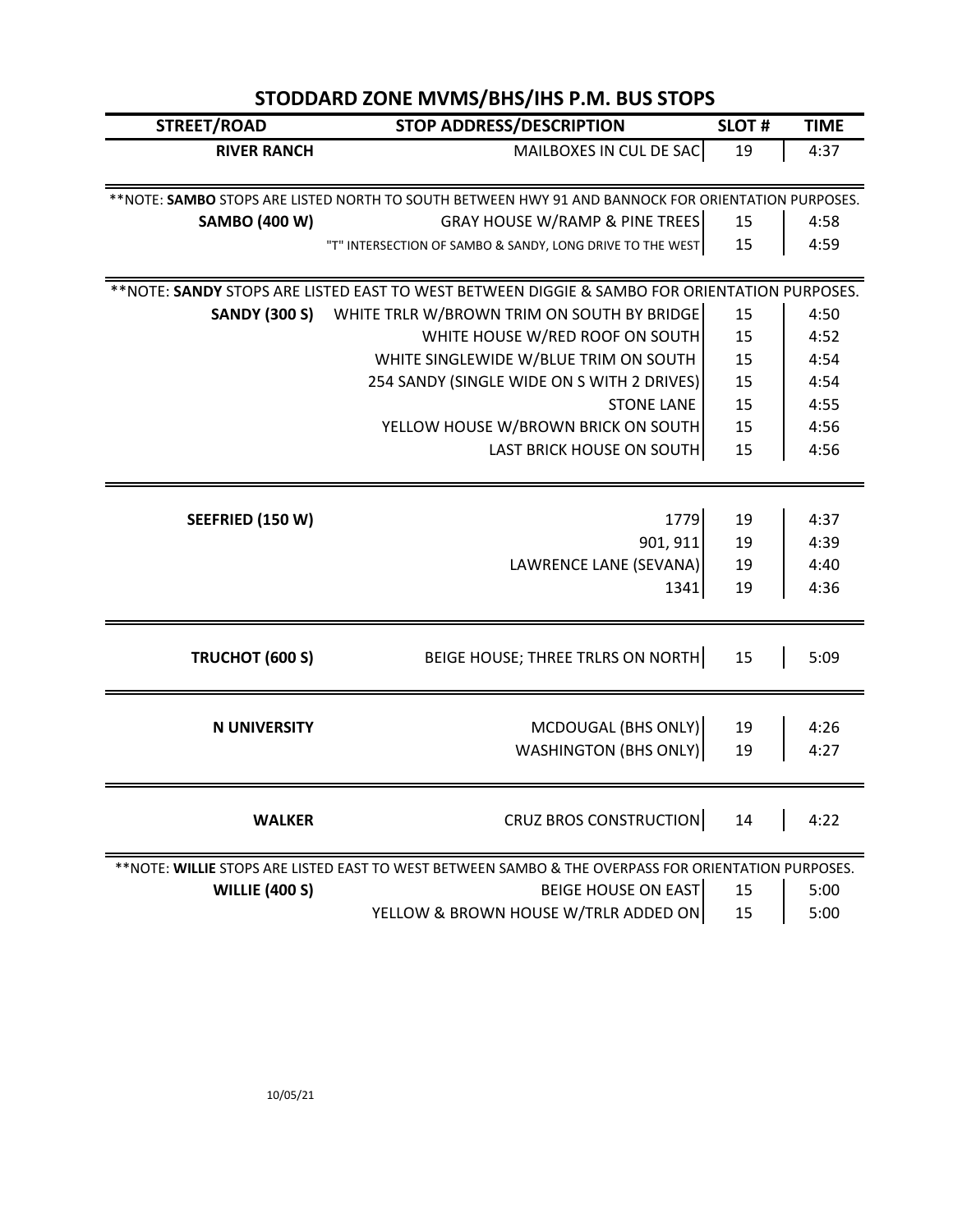# STODDARD ZONE MVMS/BHS/IHS P.M. BUS STOPS

| STREET/ROAD | STOP ADDRESS/DESCRIPTION | SLOT # | TIME |
|---|---|---|---|
| **RIVER RANCH** | MAILBOXES IN CUL DE SAC | 19 | 4:37 |
| **NOTE: **SAMBO** STOPS ARE LISTED NORTH TO SOUTH BETWEEN HWY 91 AND BANNOCK FOR ORIENTATION PURPOSES. | | | |
| **SAMBO (400 W)** | GRAY HOUSE W/RAMP & PINE TREES | 15 | 4:58 |
| | "T" INTERSECTION OF SAMBO & SANDY, LONG DRIVE TO THE WEST | 15 | 4:59 |
| **NOTE: **SANDY** STOPS ARE LISTED EAST TO WEST BETWEEN DIGGIE & SAMBO FOR ORIENTATION PURPOSES. | | | |
| **SANDY (300 S)** | WHITE TRLR W/BROWN TRIM ON SOUTH BY BRIDGE | 15 | 4:50 |
| | WHITE HOUSE W/RED ROOF ON SOUTH | 15 | 4:52 |
| | WHITE SINGLEWIDE W/BLUE TRIM ON SOUTH | 15 | 4:54 |
| | 254 SANDY (SINGLE WIDE ON S WITH 2 DRIVES) | 15 | 4:54 |
| | STONE LANE | 15 | 4:55 |
| | YELLOW HOUSE W/BROWN BRICK ON SOUTH | 15 | 4:56 |
| | LAST BRICK HOUSE ON SOUTH | 15 | 4:56 |
| **SEEFRIED (150 W)** | 1779 | 19 | 4:37 |
| | 901, 911 | 19 | 4:39 |
| | LAWRENCE LANE (SEVANA) | 19 | 4:40 |
| | 1341 | 19 | 4:36 |
| **TRUCHOT (600 S)** | BEIGE HOUSE; THREE TRLRS ON NORTH | 15 | 5:09 |
| **N UNIVERSITY** | MCDOUGAL (BHS ONLY) | 19 | 4:26 |
| | WASHINGTON (BHS ONLY) | 19 | 4:27 |
| **WALKER** | CRUZ BROS CONSTRUCTION | 14 | 4:22 |
| **NOTE: **WILLIE** STOPS ARE LISTED EAST TO WEST BETWEEN SAMBO & THE OVERPASS FOR ORIENTATION PURPOSES. | | | |
| **WILLIE (400 S)** | BEIGE HOUSE ON EAST | 15 | 5:00 |
| | YELLOW & BROWN HOUSE W/TRLR ADDED ON | 15 | 5:00 |

10/05/21